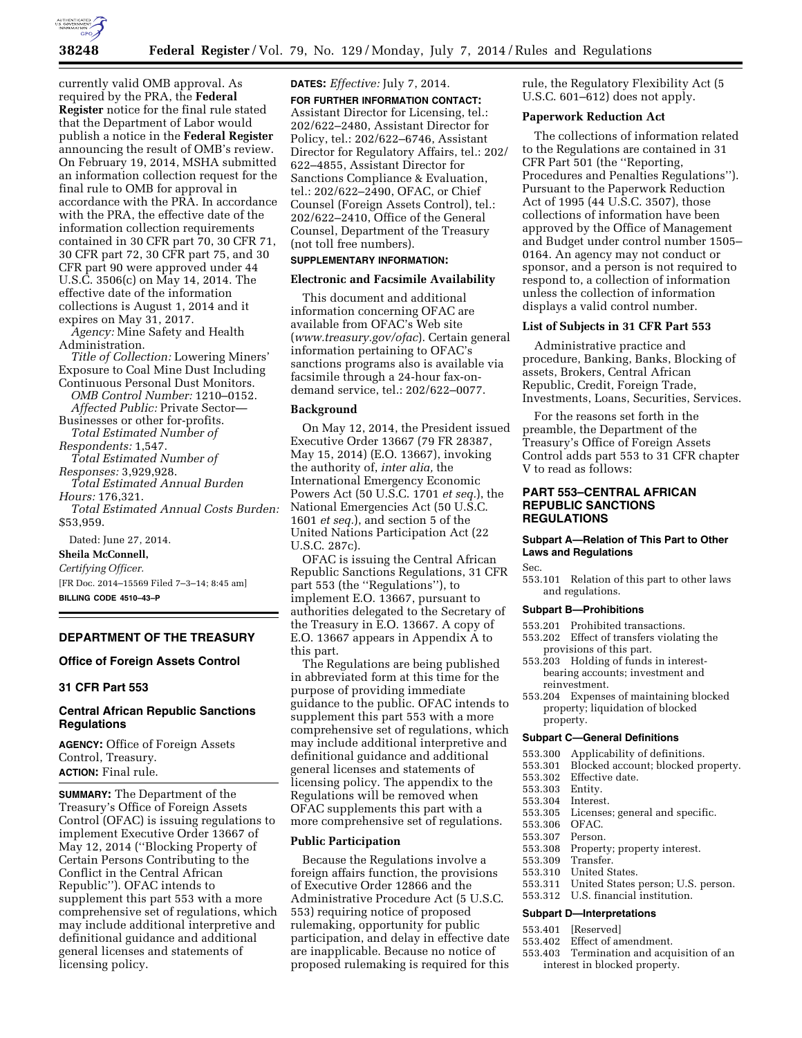currently valid OMB approval. As required by the PRA, the **Federal Register** notice for the final rule stated that the Department of Labor would publish a notice in the **Federal Register** announcing the result of OMB's review. On February 19, 2014, MSHA submitted an information collection request for the final rule to OMB for approval in accordance with the PRA. In accordance with the PRA, the effective date of the information collection requirements contained in 30 CFR part 70, 30 CFR 71, 30 CFR part 72, 30 CFR part 75, and 30 CFR part 90 were approved under 44 U.S.C. 3506(c) on May 14, 2014. The effective date of the information collections is August 1, 2014 and it expires on May 31, 2017.

*Agency:* Mine Safety and Health Administration.

*Title of Collection:* Lowering Miners' Exposure to Coal Mine Dust Including Continuous Personal Dust Monitors.

*OMB Control Number:* 1210–0152.

*Affected Public:* Private Sector—Businesses or other for-profits.

*Total Estimated Number of Respondents:* 1,547.

*Total Estimated Number of Responses:* 3,929,928.

*Total Estimated Annual Burden Hours:* 176,321.

*Total Estimated Annual Costs Burden:* $53,959.

Dated: June 27, 2014.

**Sheila McConnell,**

*Certifying Officer.*

[FR Doc. 2014–15569 Filed 7–3–14; 8:45 am]

**BILLING CODE 4510–43–P**

## DEPARTMENT OF THE TREASURY

### Office of Foreign Assets Control

### 31 CFR Part 553

### Central African Republic Sanctions Regulations

**AGENCY:** Office of Foreign Assets Control, Treasury.

**ACTION:** Final rule.

**SUMMARY:** The Department of the Treasury's Office of Foreign Assets Control (OFAC) is issuing regulations to implement Executive Order 13667 of May 12, 2014 (''Blocking Property of Certain Persons Contributing to the Conflict in the Central African Republic''). OFAC intends to supplement this part 553 with a more comprehensive set of regulations, which may include additional interpretive and definitional guidance and additional general licenses and statements of licensing policy.

**DATES:** *Effective:* July 7, 2014.

**FOR FURTHER INFORMATION CONTACT:** Assistant Director for Licensing, tel.: 202/622–2480, Assistant Director for Policy, tel.: 202/622–6746, Assistant Director for Regulatory Affairs, tel.: 202/622–4855, Assistant Director for Sanctions Compliance & Evaluation, tel.: 202/622–2490, OFAC, or Chief Counsel (Foreign Assets Control), tel.: 202/622–2410, Office of the General Counsel, Department of the Treasury (not toll free numbers).

**SUPPLEMENTARY INFORMATION:**

**Electronic and Facsimile Availability**

This document and additional information concerning OFAC are available from OFAC's Web site (*www.treasury.gov/ofac*). Certain general information pertaining to OFAC's sanctions programs also is available via facsimile through a 24-hour fax-on-demand service, tel.: 202/622–0077.

**Background**

On May 12, 2014, the President issued Executive Order 13667 (79 FR 28387, May 15, 2014) (E.O. 13667), invoking the authority of, *inter alia,* the International Emergency Economic Powers Act (50 U.S.C. 1701 *et seq.*), the National Emergencies Act (50 U.S.C. 1601 *et seq.*), and section 5 of the United Nations Participation Act (22 U.S.C. 287c).

OFAC is issuing the Central African Republic Sanctions Regulations, 31 CFR part 553 (the ''Regulations''), to implement E.O. 13667, pursuant to authorities delegated to the Secretary of the Treasury in E.O. 13667. A copy of E.O. 13667 appears in Appendix A to this part.

The Regulations are being published in abbreviated form at this time for the purpose of providing immediate guidance to the public. OFAC intends to supplement this part 553 with a more comprehensive set of regulations, which may include additional interpretive and definitional guidance and additional general licenses and statements of licensing policy. The appendix to the Regulations will be removed when OFAC supplements this part with a more comprehensive set of regulations.

**Public Participation**

Because the Regulations involve a foreign affairs function, the provisions of Executive Order 12866 and the Administrative Procedure Act (5 U.S.C. 553) requiring notice of proposed rulemaking, opportunity for public participation, and delay in effective date are inapplicable. Because no notice of proposed rulemaking is required for this rule, the Regulatory Flexibility Act (5 U.S.C. 601–612) does not apply.

**Paperwork Reduction Act**

The collections of information related to the Regulations are contained in 31 CFR Part 501 (the ''Reporting, Procedures and Penalties Regulations''). Pursuant to the Paperwork Reduction Act of 1995 (44 U.S.C. 3507), those collections of information have been approved by the Office of Management and Budget under control number 1505–0164. An agency may not conduct or sponsor, and a person is not required to respond to, a collection of information unless the collection of information displays a valid control number.

**List of Subjects in 31 CFR Part 553**

Administrative practice and procedure, Banking, Banks, Blocking of assets, Brokers, Central African Republic, Credit, Foreign Trade, Investments, Loans, Securities, Services.

For the reasons set forth in the preamble, the Department of the Treasury's Office of Foreign Assets Control adds part 553 to 31 CFR chapter V to read as follows:

## PART 553–CENTRAL AFRICAN REPUBLIC SANCTIONS REGULATIONS

### Subpart A—Relation of This Part to Other Laws and Regulations

Sec.

553.101 Relation of this part to other laws and regulations.

### Subpart B—Prohibitions

553.201 Prohibited transactions.
553.202 Effect of transfers violating the provisions of this part.
553.203 Holding of funds in interest-bearing accounts; investment and reinvestment.
553.204 Expenses of maintaining blocked property; liquidation of blocked property.

### Subpart C—General Definitions

553.300 Applicability of definitions.
553.301 Blocked account; blocked property.
553.302 Effective date.
553.303 Entity.
553.304 Interest.
553.305 Licenses; general and specific.
553.306 OFAC.
553.307 Person.
553.308 Property; property interest.
553.309 Transfer.
553.310 United States.
553.311 United States person; U.S. person.
553.312 U.S. financial institution.

### Subpart D—Interpretations

553.401 [Reserved]
553.402 Effect of amendment.
553.403 Termination and acquisition of an interest in blocked property.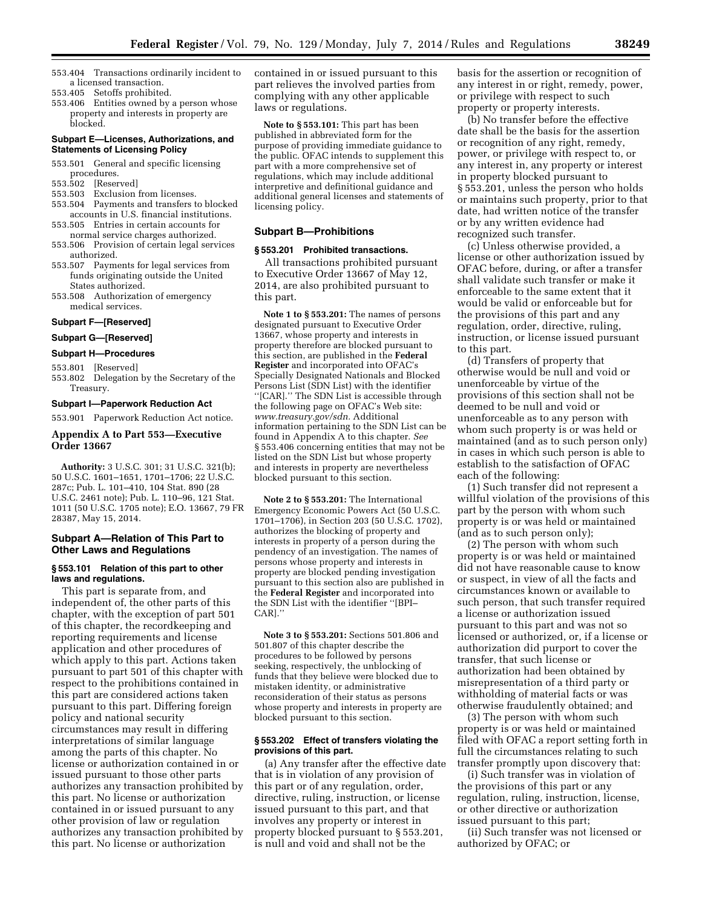553.404 Transactions ordinarily incident to a licensed transaction.
553.405 Setoffs prohibited.
553.406 Entities owned by a person whose property and interests in property are blocked.

**Subpart E—Licenses, Authorizations, and Statements of Licensing Policy**

553.501 General and specific licensing procedures.
553.502 [Reserved]
553.503 Exclusion from licenses.
553.504 Payments and transfers to blocked accounts in U.S. financial institutions.
553.505 Entries in certain accounts for normal service charges authorized.
553.506 Provision of certain legal services authorized.
553.507 Payments for legal services from funds originating outside the United States authorized.
553.508 Authorization of emergency medical services.

**Subpart F—[Reserved]**

**Subpart G—[Reserved]**

**Subpart H—Procedures**

553.801 [Reserved]
553.802 Delegation by the Secretary of the Treasury.

**Subpart I—Paperwork Reduction Act**

553.901 Paperwork Reduction Act notice.

## Appendix A to Part 553—Executive Order 13667

**Authority:** 3 U.S.C. 301; 31 U.S.C. 321(b); 50 U.S.C. 1601–1651, 1701–1706; 22 U.S.C. 287c; Pub. L. 101–410, 104 Stat. 890 (28 U.S.C. 2461 note); Pub. L. 110–96, 121 Stat. 1011 (50 U.S.C. 1705 note); E.O. 13667, 79 FR 28387, May 15, 2014.

## Subpart A—Relation of This Part to Other Laws and Regulations

### § 553.101 Relation of this part to other laws and regulations.

This part is separate from, and independent of, the other parts of this chapter, with the exception of part 501 of this chapter, the recordkeeping and reporting requirements and license application and other procedures of which apply to this part. Actions taken pursuant to part 501 of this chapter with respect to the prohibitions contained in this part are considered actions taken pursuant to this part. Differing foreign policy and national security circumstances may result in differing interpretations of similar language among the parts of this chapter. No license or authorization contained in or issued pursuant to those other parts authorizes any transaction prohibited by this part. No license or authorization contained in or issued pursuant to any other provision of law or regulation authorizes any transaction prohibited by this part. No license or authorization contained in or issued pursuant to this part relieves the involved parties from complying with any other applicable laws or regulations.

**Note to § 553.101:** This part has been published in abbreviated form for the purpose of providing immediate guidance to the public. OFAC intends to supplement this part with a more comprehensive set of regulations, which may include additional interpretive and definitional guidance and additional general licenses and statements of licensing policy.

## Subpart B—Prohibitions

### § 553.201 Prohibited transactions.

All transactions prohibited pursuant to Executive Order 13667 of May 12, 2014, are also prohibited pursuant to this part.

**Note 1 to § 553.201:** The names of persons designated pursuant to Executive Order 13667, whose property and interests in property therefore are blocked pursuant to this section, are published in the **Federal Register** and incorporated into OFAC's Specially Designated Nationals and Blocked Persons List (SDN List) with the identifier "[CAR]." The SDN List is accessible through the following page on OFAC's Web site: *www.treasury.gov/sdn.* Additional information pertaining to the SDN List can be found in Appendix A to this chapter. *See* § 553.406 concerning entities that may not be listed on the SDN List but whose property and interests in property are nevertheless blocked pursuant to this section.

**Note 2 to § 553.201:** The International Emergency Economic Powers Act (50 U.S.C. 1701–1706), in Section 203 (50 U.S.C. 1702), authorizes the blocking of property and interests in property of a person during the pendency of an investigation. The names of persons whose property and interests in property are blocked pending investigation pursuant to this section also are published in the **Federal Register** and incorporated into the SDN List with the identifier "[BPI–CAR]."

**Note 3 to § 553.201:** Sections 501.806 and 501.807 of this chapter describe the procedures to be followed by persons seeking, respectively, the unblocking of funds that they believe were blocked due to mistaken identity, or administrative reconsideration of their status as persons whose property and interests in property are blocked pursuant to this section.

### § 553.202 Effect of transfers violating the provisions of this part.

(a) Any transfer after the effective date that is in violation of any provision of this part or of any regulation, order, directive, ruling, instruction, or license issued pursuant to this part, and that involves any property or interest in property blocked pursuant to § 553.201, is null and void and shall not be the basis for the assertion or recognition of any interest in or right, remedy, power, or privilege with respect to such property or property interests.

(b) No transfer before the effective date shall be the basis for the assertion or recognition of any right, remedy, power, or privilege with respect to, or any interest in, any property or interest in property blocked pursuant to § 553.201, unless the person who holds or maintains such property, prior to that date, had written notice of the transfer or by any written evidence had recognized such transfer.

(c) Unless otherwise provided, a license or other authorization issued by OFAC before, during, or after a transfer shall validate such transfer or make it enforceable to the same extent that it would be valid or enforceable but for the provisions of this part and any regulation, order, directive, ruling, instruction, or license issued pursuant to this part.

(d) Transfers of property that otherwise would be null and void or unenforceable by virtue of the provisions of this section shall not be deemed to be null and void or unenforceable as to any person with whom such property is or was held or maintained (and as to such person only) in cases in which such person is able to establish to the satisfaction of OFAC each of the following:

(1) Such transfer did not represent a willful violation of the provisions of this part by the person with whom such property is or was held or maintained (and as to such person only);

(2) The person with whom such property is or was held or maintained did not have reasonable cause to know or suspect, in view of all the facts and circumstances known or available to such person, that such transfer required a license or authorization issued pursuant to this part and was not so licensed or authorized, or, if a license or authorization did purport to cover the transfer, that such license or authorization had been obtained by misrepresentation of a third party or withholding of material facts or was otherwise fraudulently obtained; and

(3) The person with whom such property is or was held or maintained filed with OFAC a report setting forth in full the circumstances relating to such transfer promptly upon discovery that:

(i) Such transfer was in violation of the provisions of this part or any regulation, ruling, instruction, license, or other directive or authorization issued pursuant to this part;

(ii) Such transfer was not licensed or authorized by OFAC; or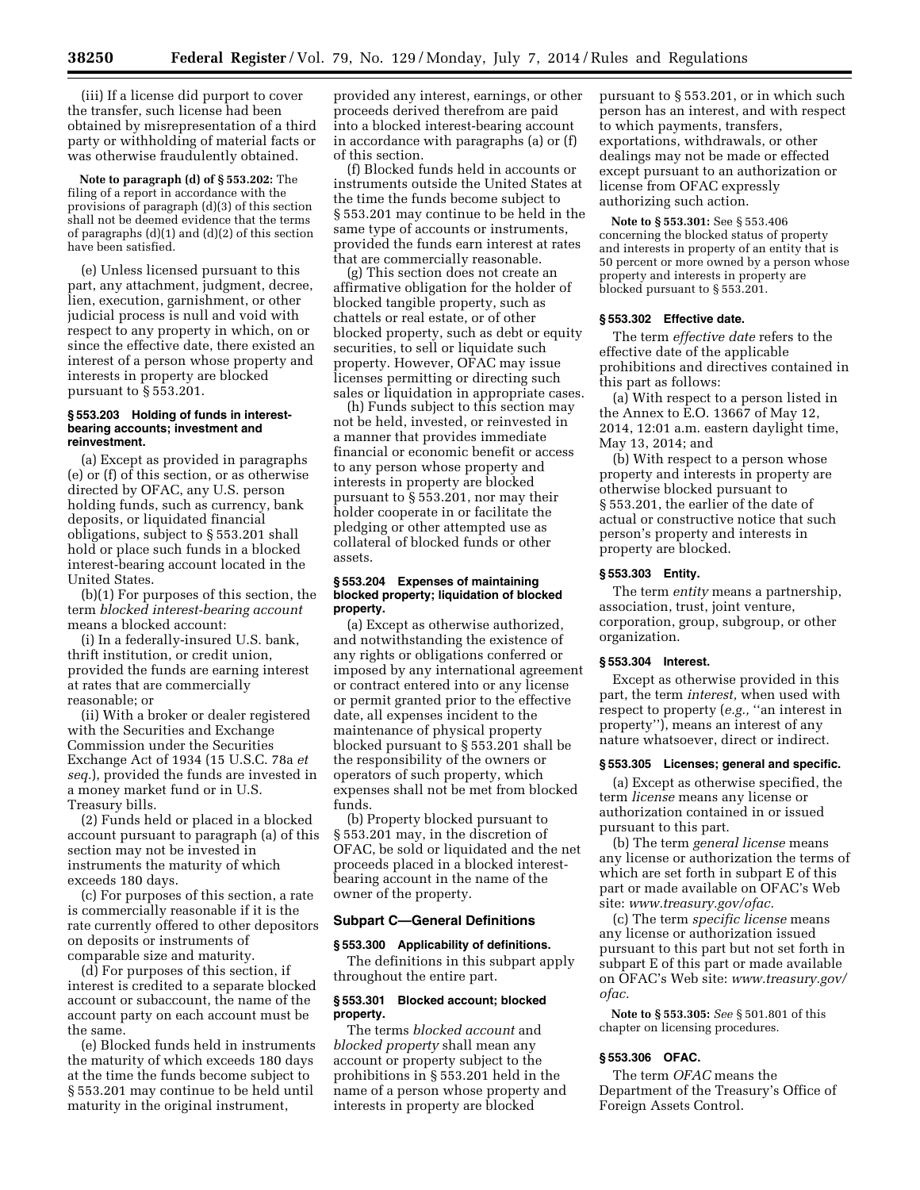(iii) If a license did purport to cover the transfer, such license had been obtained by misrepresentation of a third party or withholding of material facts or was otherwise fraudulently obtained.

**Note to paragraph (d) of § 553.202:** The filing of a report in accordance with the provisions of paragraph (d)(3) of this section shall not be deemed evidence that the terms of paragraphs (d)(1) and (d)(2) of this section have been satisfied.

(e) Unless licensed pursuant to this part, any attachment, judgment, decree, lien, execution, garnishment, or other judicial process is null and void with respect to any property in which, on or since the effective date, there existed an interest of a person whose property and interests in property are blocked pursuant to § 553.201.

#### § 553.203 Holding of funds in interest-bearing accounts; investment and reinvestment.

(a) Except as provided in paragraphs (e) or (f) of this section, or as otherwise directed by OFAC, any U.S. person holding funds, such as currency, bank deposits, or liquidated financial obligations, subject to § 553.201 shall hold or place such funds in a blocked interest-bearing account located in the United States.

(b)(1) For purposes of this section, the term *blocked interest-bearing account* means a blocked account:

(i) In a federally-insured U.S. bank, thrift institution, or credit union, provided the funds are earning interest at rates that are commercially reasonable; or

(ii) With a broker or dealer registered with the Securities and Exchange Commission under the Securities Exchange Act of 1934 (15 U.S.C. 78a *et seq.*), provided the funds are invested in a money market fund or in U.S. Treasury bills.

(2) Funds held or placed in a blocked account pursuant to paragraph (a) of this section may not be invested in instruments the maturity of which exceeds 180 days.

(c) For purposes of this section, a rate is commercially reasonable if it is the rate currently offered to other depositors on deposits or instruments of comparable size and maturity.

(d) For purposes of this section, if interest is credited to a separate blocked account or subaccount, the name of the account party on each account must be the same.

(e) Blocked funds held in instruments the maturity of which exceeds 180 days at the time the funds become subject to § 553.201 may continue to be held until maturity in the original instrument, provided any interest, earnings, or other proceeds derived therefrom are paid into a blocked interest-bearing account in accordance with paragraphs (a) or (f) of this section.

(f) Blocked funds held in accounts or instruments outside the United States at the time the funds become subject to § 553.201 may continue to be held in the same type of accounts or instruments, provided the funds earn interest at rates that are commercially reasonable.

(g) This section does not create an affirmative obligation for the holder of blocked tangible property, such as chattels or real estate, or of other blocked property, such as debt or equity securities, to sell or liquidate such property. However, OFAC may issue licenses permitting or directing such sales or liquidation in appropriate cases.

(h) Funds subject to this section may not be held, invested, or reinvested in a manner that provides immediate financial or economic benefit or access to any person whose property and interests in property are blocked pursuant to § 553.201, nor may their holder cooperate in or facilitate the pledging or other attempted use as collateral of blocked funds or other assets.

#### § 553.204 Expenses of maintaining blocked property; liquidation of blocked property.

(a) Except as otherwise authorized, and notwithstanding the existence of any rights or obligations conferred or imposed by any international agreement or contract entered into or any license or permit granted prior to the effective date, all expenses incident to the maintenance of physical property blocked pursuant to § 553.201 shall be the responsibility of the owners or operators of such property, which expenses shall not be met from blocked funds.

(b) Property blocked pursuant to § 553.201 may, in the discretion of OFAC, be sold or liquidated and the net proceeds placed in a blocked interest-bearing account in the name of the owner of the property.

### Subpart C—General Definitions

#### § 553.300 Applicability of definitions.

The definitions in this subpart apply throughout the entire part.

#### § 553.301 Blocked account; blocked property.

The terms *blocked account* and *blocked property* shall mean any account or property subject to the prohibitions in § 553.201 held in the name of a person whose property and interests in property are blocked pursuant to § 553.201, or in which such person has an interest, and with respect to which payments, transfers, exportations, withdrawals, or other dealings may not be made or effected except pursuant to an authorization or license from OFAC expressly authorizing such action.

**Note to § 553.301:** See § 553.406 concerning the blocked status of property and interests in property of an entity that is 50 percent or more owned by a person whose property and interests in property are blocked pursuant to § 553.201.

#### § 553.302 Effective date.

The term *effective date* refers to the effective date of the applicable prohibitions and directives contained in this part as follows:

(a) With respect to a person listed in the Annex to E.O. 13667 of May 12, 2014, 12:01 a.m. eastern daylight time, May 13, 2014; and

(b) With respect to a person whose property and interests in property are otherwise blocked pursuant to § 553.201, the earlier of the date of actual or constructive notice that such person's property and interests in property are blocked.

#### § 553.303 Entity.

The term *entity* means a partnership, association, trust, joint venture, corporation, group, subgroup, or other organization.

#### § 553.304 Interest.

Except as otherwise provided in this part, the term *interest,* when used with respect to property (*e.g.,* ''an interest in property''), means an interest of any nature whatsoever, direct or indirect.

#### § 553.305 Licenses; general and specific.

(a) Except as otherwise specified, the term *license* means any license or authorization contained in or issued pursuant to this part.

(b) The term *general license* means any license or authorization the terms of which are set forth in subpart E of this part or made available on OFAC's Web site: *www.treasury.gov/ofac.*

(c) The term *specific license* means any license or authorization issued pursuant to this part but not set forth in subpart E of this part or made available on OFAC's Web site: *www.treasury.gov/ofac.*

**Note to § 553.305:** *See* § 501.801 of this chapter on licensing procedures.

#### § 553.306 OFAC.

The term *OFAC* means the Department of the Treasury's Office of Foreign Assets Control.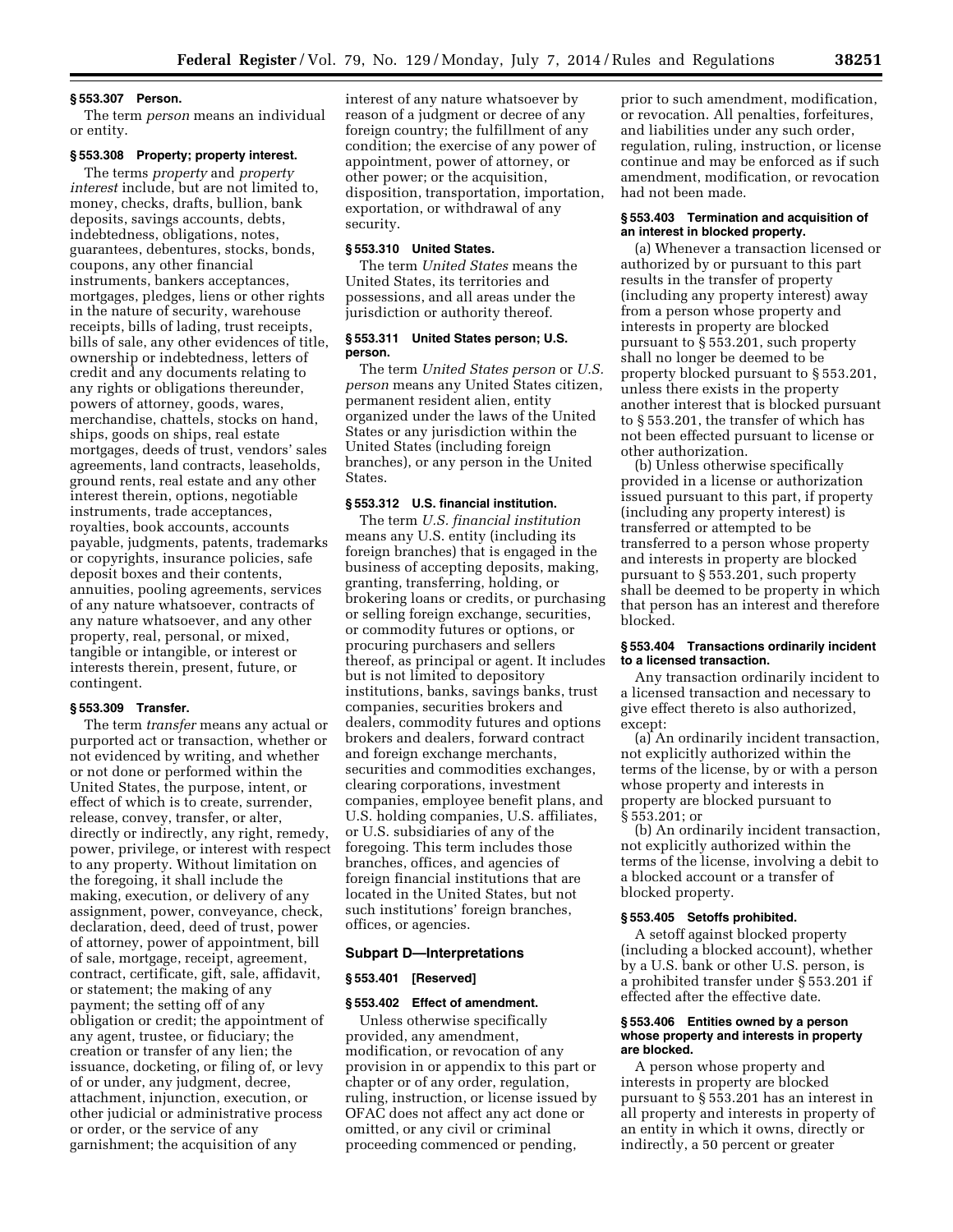### § 553.307 Person.

The term *person* means an individual or entity.

### § 553.308 Property; property interest.

The terms *property* and *property interest* include, but are not limited to, money, checks, drafts, bullion, bank deposits, savings accounts, debts, indebtedness, obligations, notes, guarantees, debentures, stocks, bonds, coupons, any other financial instruments, bankers acceptances, mortgages, pledges, liens or other rights in the nature of security, warehouse receipts, bills of lading, trust receipts, bills of sale, any other evidences of title, ownership or indebtedness, letters of credit and any documents relating to any rights or obligations thereunder, powers of attorney, goods, wares, merchandise, chattels, stocks on hand, ships, goods on ships, real estate mortgages, deeds of trust, vendors' sales agreements, land contracts, leaseholds, ground rents, real estate and any other interest therein, options, negotiable instruments, trade acceptances, royalties, book accounts, accounts payable, judgments, patents, trademarks or copyrights, insurance policies, safe deposit boxes and their contents, annuities, pooling agreements, services of any nature whatsoever, contracts of any nature whatsoever, and any other property, real, personal, or mixed, tangible or intangible, or interest or interests therein, present, future, or contingent.

### § 553.309 Transfer.

The term *transfer* means any actual or purported act or transaction, whether or not evidenced by writing, and whether or not done or performed within the United States, the purpose, intent, or effect of which is to create, surrender, release, convey, transfer, or alter, directly or indirectly, any right, remedy, power, privilege, or interest with respect to any property. Without limitation on the foregoing, it shall include the making, execution, or delivery of any assignment, power, conveyance, check, declaration, deed, deed of trust, power of attorney, power of appointment, bill of sale, mortgage, receipt, agreement, contract, certificate, gift, sale, affidavit, or statement; the making of any payment; the setting off of any obligation or credit; the appointment of any agent, trustee, or fiduciary; the creation or transfer of any lien; the issuance, docketing, or filing of, or levy of or under, any judgment, decree, attachment, injunction, execution, or other judicial or administrative process or order, or the service of any garnishment; the acquisition of any interest of any nature whatsoever by reason of a judgment or decree of any foreign country; the fulfillment of any condition; the exercise of any power of appointment, power of attorney, or other power; or the acquisition, disposition, transportation, importation, exportation, or withdrawal of any security.

### § 553.310 United States.

The term *United States* means the United States, its territories and possessions, and all areas under the jurisdiction or authority thereof.

### § 553.311 United States person; U.S. person.

The term *United States person* or *U.S. person* means any United States citizen, permanent resident alien, entity organized under the laws of the United States or any jurisdiction within the United States (including foreign branches), or any person in the United States.

### § 553.312 U.S. financial institution.

The term *U.S. financial institution* means any U.S. entity (including its foreign branches) that is engaged in the business of accepting deposits, making, granting, transferring, holding, or brokering loans or credits, or purchasing or selling foreign exchange, securities, or commodity futures or options, or procuring purchasers and sellers thereof, as principal or agent. It includes but is not limited to depository institutions, banks, savings banks, trust companies, securities brokers and dealers, commodity futures and options brokers and dealers, forward contract and foreign exchange merchants, securities and commodities exchanges, clearing corporations, investment companies, employee benefit plans, and U.S. holding companies, U.S. affiliates, or U.S. subsidiaries of any of the foregoing. This term includes those branches, offices, and agencies of foreign financial institutions that are located in the United States, but not such institutions' foreign branches, offices, or agencies.

## Subpart D—Interpretations

### § 553.401 [Reserved]

### § 553.402 Effect of amendment.

Unless otherwise specifically provided, any amendment, modification, or revocation of any provision in or appendix to this part or chapter or of any order, regulation, ruling, instruction, or license issued by OFAC does not affect any act done or omitted, or any civil or criminal proceeding commenced or pending, prior to such amendment, modification, or revocation. All penalties, forfeitures, and liabilities under any such order, regulation, ruling, instruction, or license continue and may be enforced as if such amendment, modification, or revocation had not been made.

### § 553.403 Termination and acquisition of an interest in blocked property.

(a) Whenever a transaction licensed or authorized by or pursuant to this part results in the transfer of property (including any property interest) away from a person whose property and interests in property are blocked pursuant to § 553.201, such property shall no longer be deemed to be property blocked pursuant to § 553.201, unless there exists in the property another interest that is blocked pursuant to § 553.201, the transfer of which has not been effected pursuant to license or other authorization.

(b) Unless otherwise specifically provided in a license or authorization issued pursuant to this part, if property (including any property interest) is transferred or attempted to be transferred to a person whose property and interests in property are blocked pursuant to § 553.201, such property shall be deemed to be property in which that person has an interest and therefore blocked.

### § 553.404 Transactions ordinarily incident to a licensed transaction.

Any transaction ordinarily incident to a licensed transaction and necessary to give effect thereto is also authorized, except:

(a) An ordinarily incident transaction, not explicitly authorized within the terms of the license, by or with a person whose property and interests in property are blocked pursuant to § 553.201; or

(b) An ordinarily incident transaction, not explicitly authorized within the terms of the license, involving a debit to a blocked account or a transfer of blocked property.

### § 553.405 Setoffs prohibited.

A setoff against blocked property (including a blocked account), whether by a U.S. bank or other U.S. person, is a prohibited transfer under § 553.201 if effected after the effective date.

### § 553.406 Entities owned by a person whose property and interests in property are blocked.

A person whose property and interests in property are blocked pursuant to § 553.201 has an interest in all property and interests in property of an entity in which it owns, directly or indirectly, a 50 percent or greater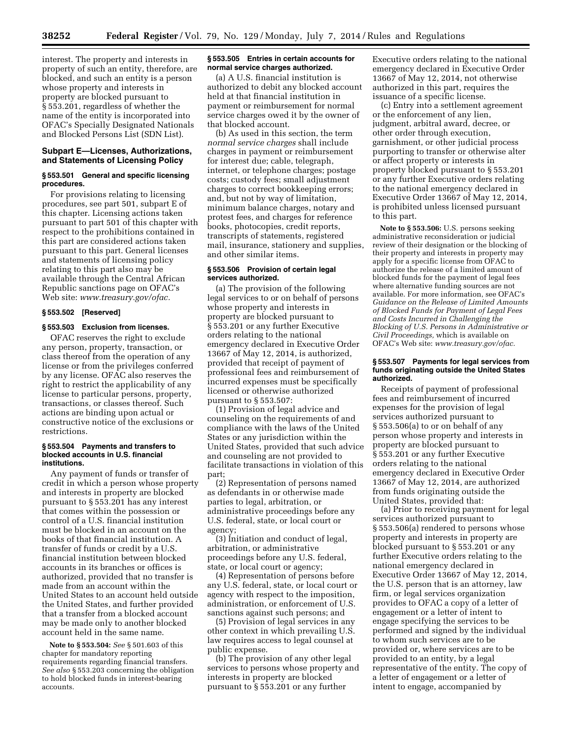interest. The property and interests in property of such an entity, therefore, are blocked, and such an entity is a person whose property and interests in property are blocked pursuant to § 553.201, regardless of whether the name of the entity is incorporated into OFAC's Specially Designated Nationals and Blocked Persons List (SDN List).

## Subpart E—Licenses, Authorizations, and Statements of Licensing Policy

### § 553.501 General and specific licensing procedures.

For provisions relating to licensing procedures, see part 501, subpart E of this chapter. Licensing actions taken pursuant to part 501 of this chapter with respect to the prohibitions contained in this part are considered actions taken pursuant to this part. General licenses and statements of licensing policy relating to this part also may be available through the Central African Republic sanctions page on OFAC's Web site: *www.treasury.gov/ofac.*

### § 553.502 [Reserved]

### § 553.503 Exclusion from licenses.

OFAC reserves the right to exclude any person, property, transaction, or class thereof from the operation of any license or from the privileges conferred by any license. OFAC also reserves the right to restrict the applicability of any license to particular persons, property, transactions, or classes thereof. Such actions are binding upon actual or constructive notice of the exclusions or restrictions.

### § 553.504 Payments and transfers to blocked accounts in U.S. financial institutions.

Any payment of funds or transfer of credit in which a person whose property and interests in property are blocked pursuant to § 553.201 has any interest that comes within the possession or control of a U.S. financial institution must be blocked in an account on the books of that financial institution. A transfer of funds or credit by a U.S. financial institution between blocked accounts in its branches or offices is authorized, provided that no transfer is made from an account within the United States to an account held outside the United States, and further provided that a transfer from a blocked account may be made only to another blocked account held in the same name.

**Note to § 553.504:** *See* § 501.603 of this chapter for mandatory reporting requirements regarding financial transfers. *See also* § 553.203 concerning the obligation to hold blocked funds in interest-bearing accounts.

### § 553.505 Entries in certain accounts for normal service charges authorized.

(a) A U.S. financial institution is authorized to debit any blocked account held at that financial institution in payment or reimbursement for normal service charges owed it by the owner of that blocked account.

(b) As used in this section, the term *normal service charges* shall include charges in payment or reimbursement for interest due; cable, telegraph, internet, or telephone charges; postage costs; custody fees; small adjustment charges to correct bookkeeping errors; and, but not by way of limitation, minimum balance charges, notary and protest fees, and charges for reference books, photocopies, credit reports, transcripts of statements, registered mail, insurance, stationery and supplies, and other similar items.

### § 553.506 Provision of certain legal services authorized.

(a) The provision of the following legal services to or on behalf of persons whose property and interests in property are blocked pursuant to § 553.201 or any further Executive orders relating to the national emergency declared in Executive Order 13667 of May 12, 2014, is authorized, provided that receipt of payment of professional fees and reimbursement of incurred expenses must be specifically licensed or otherwise authorized pursuant to § 553.507:

(1) Provision of legal advice and counseling on the requirements of and compliance with the laws of the United States or any jurisdiction within the United States, provided that such advice and counseling are not provided to facilitate transactions in violation of this part;

(2) Representation of persons named as defendants in or otherwise made parties to legal, arbitration, or administrative proceedings before any U.S. federal, state, or local court or agency;

(3) Initiation and conduct of legal, arbitration, or administrative proceedings before any U.S. federal, state, or local court or agency;

(4) Representation of persons before any U.S. federal, state, or local court or agency with respect to the imposition, administration, or enforcement of U.S. sanctions against such persons; and

(5) Provision of legal services in any other context in which prevailing U.S. law requires access to legal counsel at public expense.

(b) The provision of any other legal services to persons whose property and interests in property are blocked pursuant to § 553.201 or any further Executive orders relating to the national emergency declared in Executive Order 13667 of May 12, 2014, not otherwise authorized in this part, requires the issuance of a specific license.

(c) Entry into a settlement agreement or the enforcement of any lien, judgment, arbitral award, decree, or other order through execution, garnishment, or other judicial process purporting to transfer or otherwise alter or affect property or interests in property blocked pursuant to § 553.201 or any further Executive orders relating to the national emergency declared in Executive Order 13667 of May 12, 2014, is prohibited unless licensed pursuant to this part.

**Note to § 553.506:** U.S. persons seeking administrative reconsideration or judicial review of their designation or the blocking of their property and interests in property may apply for a specific license from OFAC to authorize the release of a limited amount of blocked funds for the payment of legal fees where alternative funding sources are not available. For more information, see OFAC's *Guidance on the Release of Limited Amounts of Blocked Funds for Payment of Legal Fees and Costs Incurred in Challenging the Blocking of U.S. Persons in Administrative or Civil Proceedings,* which is available on OFAC's Web site: *www.treasury.gov/ofac.*

### § 553.507 Payments for legal services from funds originating outside the United States authorized.

Receipts of payment of professional fees and reimbursement of incurred expenses for the provision of legal services authorized pursuant to § 553.506(a) to or on behalf of any person whose property and interests in property are blocked pursuant to § 553.201 or any further Executive orders relating to the national emergency declared in Executive Order 13667 of May 12, 2014, are authorized from funds originating outside the United States, provided that:

(a) Prior to receiving payment for legal services authorized pursuant to § 553.506(a) rendered to persons whose property and interests in property are blocked pursuant to § 553.201 or any further Executive orders relating to the national emergency declared in Executive Order 13667 of May 12, 2014, the U.S. person that is an attorney, law firm, or legal services organization provides to OFAC a copy of a letter of engagement or a letter of intent to engage specifying the services to be performed and signed by the individual to whom such services are to be provided or, where services are to be provided to an entity, by a legal representative of the entity. The copy of a letter of engagement or a letter of intent to engage, accompanied by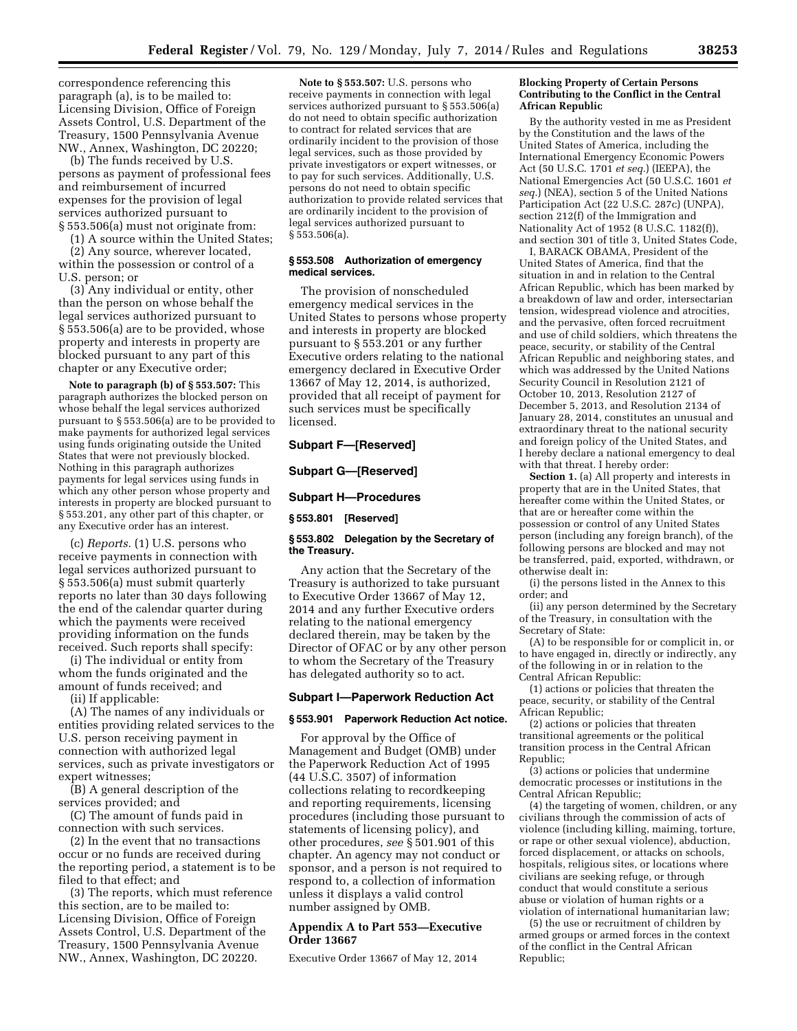correspondence referencing this paragraph (a), is to be mailed to: Licensing Division, Office of Foreign Assets Control, U.S. Department of the Treasury, 1500 Pennsylvania Avenue NW., Annex, Washington, DC 20220;

(b) The funds received by U.S. persons as payment of professional fees and reimbursement of incurred expenses for the provision of legal services authorized pursuant to § 553.506(a) must not originate from:

(1) A source within the United States;

(2) Any source, wherever located, within the possession or control of a U.S. person; or

(3) Any individual or entity, other than the person on whose behalf the legal services authorized pursuant to § 553.506(a) are to be provided, whose property and interests in property are blocked pursuant to any part of this chapter or any Executive order;

**Note to paragraph (b) of § 553.507:** This paragraph authorizes the blocked person on whose behalf the legal services authorized pursuant to § 553.506(a) are to be provided to make payments for authorized legal services using funds originating outside the United States that were not previously blocked. Nothing in this paragraph authorizes payments for legal services using funds in which any other person whose property and interests in property are blocked pursuant to § 553.201, any other part of this chapter, or any Executive order has an interest.

(c) *Reports.* (1) U.S. persons who receive payments in connection with legal services authorized pursuant to § 553.506(a) must submit quarterly reports no later than 30 days following the end of the calendar quarter during which the payments were received providing information on the funds received. Such reports shall specify:

(i) The individual or entity from whom the funds originated and the amount of funds received; and

(ii) If applicable:

(A) The names of any individuals or entities providing related services to the U.S. person receiving payment in connection with authorized legal services, such as private investigators or expert witnesses;

(B) A general description of the services provided; and

(C) The amount of funds paid in connection with such services.

(2) In the event that no transactions occur or no funds are received during the reporting period, a statement is to be filed to that effect; and

(3) The reports, which must reference this section, are to be mailed to: Licensing Division, Office of Foreign Assets Control, U.S. Department of the Treasury, 1500 Pennsylvania Avenue NW., Annex, Washington, DC 20220.

**Note to § 553.507:** U.S. persons who receive payments in connection with legal services authorized pursuant to § 553.506(a) do not need to obtain specific authorization to contract for related services that are ordinarily incident to the provision of those legal services, such as those provided by private investigators or expert witnesses, or to pay for such services. Additionally, U.S. persons do not need to obtain specific authorization to provide related services that are ordinarily incident to the provision of legal services authorized pursuant to § 553.506(a).

### § 553.508 Authorization of emergency medical services.

The provision of nonscheduled emergency medical services in the United States to persons whose property and interests in property are blocked pursuant to § 553.201 or any further Executive orders relating to the national emergency declared in Executive Order 13667 of May 12, 2014, is authorized, provided that all receipt of payment for such services must be specifically licensed.

## Subpart F—[Reserved]

## Subpart G—[Reserved]

## Subpart H—Procedures

### § 553.801 [Reserved]

### § 553.802 Delegation by the Secretary of the Treasury.

Any action that the Secretary of the Treasury is authorized to take pursuant to Executive Order 13667 of May 12, 2014 and any further Executive orders relating to the national emergency declared therein, may be taken by the Director of OFAC or by any other person to whom the Secretary of the Treasury has delegated authority so to act.

## Subpart I—Paperwork Reduction Act

### § 553.901 Paperwork Reduction Act notice.

For approval by the Office of Management and Budget (OMB) under the Paperwork Reduction Act of 1995 (44 U.S.C. 3507) of information collections relating to recordkeeping and reporting requirements, licensing procedures (including those pursuant to statements of licensing policy), and other procedures, *see* § 501.901 of this chapter. An agency may not conduct or sponsor, and a person is not required to respond to, a collection of information unless it displays a valid control number assigned by OMB.

## Appendix A to Part 553—Executive Order 13667

Executive Order 13667 of May 12, 2014

**Blocking Property of Certain Persons Contributing to the Conflict in the Central African Republic**

By the authority vested in me as President by the Constitution and the laws of the United States of America, including the International Emergency Economic Powers Act (50 U.S.C. 1701 *et seq.*) (IEEPA), the National Emergencies Act (50 U.S.C. 1601 *et seq.*) (NEA), section 5 of the United Nations Participation Act (22 U.S.C. 287c) (UNPA), section 212(f) of the Immigration and Nationality Act of 1952 (8 U.S.C. 1182(f)), and section 301 of title 3, United States Code,

I, BARACK OBAMA, President of the United States of America, find that the situation in and in relation to the Central African Republic, which has been marked by a breakdown of law and order, intersectarian tension, widespread violence and atrocities, and the pervasive, often forced recruitment and use of child soldiers, which threatens the peace, security, or stability of the Central African Republic and neighboring states, and which was addressed by the United Nations Security Council in Resolution 2121 of October 10, 2013, Resolution 2127 of December 5, 2013, and Resolution 2134 of January 28, 2014, constitutes an unusual and extraordinary threat to the national security and foreign policy of the United States, and I hereby declare a national emergency to deal with that threat. I hereby order:

**Section 1.** (a) All property and interests in property that are in the United States, that hereafter come within the United States, or that are or hereafter come within the possession or control of any United States person (including any foreign branch), of the following persons are blocked and may not be transferred, paid, exported, withdrawn, or otherwise dealt in:

(i) the persons listed in the Annex to this order; and

(ii) any person determined by the Secretary of the Treasury, in consultation with the Secretary of State:

(A) to be responsible for or complicit in, or to have engaged in, directly or indirectly, any of the following in or in relation to the Central African Republic:

(1) actions or policies that threaten the peace, security, or stability of the Central African Republic;

(2) actions or policies that threaten transitional agreements or the political transition process in the Central African Republic;

(3) actions or policies that undermine democratic processes or institutions in the Central African Republic;

(4) the targeting of women, children, or any civilians through the commission of acts of violence (including killing, maiming, torture, or rape or other sexual violence), abduction, forced displacement, or attacks on schools, hospitals, religious sites, or locations where civilians are seeking refuge, or through conduct that would constitute a serious abuse or violation of human rights or a violation of international humanitarian law;

(5) the use or recruitment of children by armed groups or armed forces in the context of the conflict in the Central African Republic;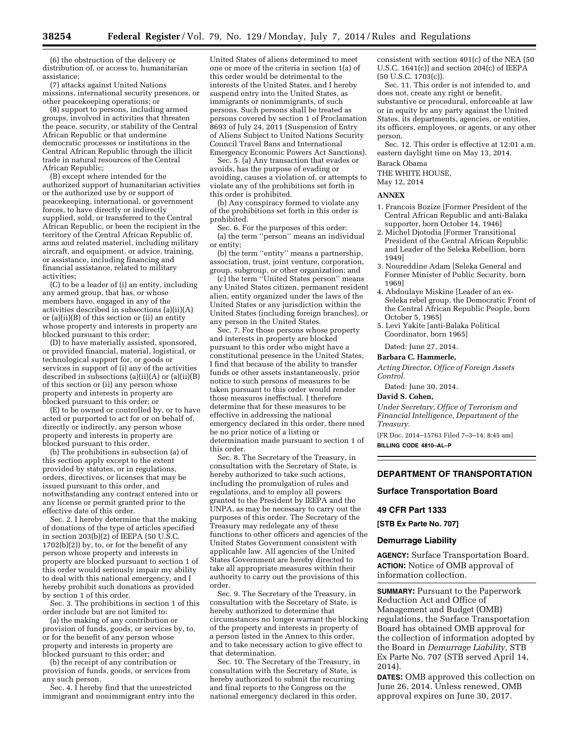(6) the obstruction of the delivery or distribution of, or access to, humanitarian assistance;

(7) attacks against United Nations missions, international security presences, or other peacekeeping operations; or

(8) support to persons, including armed groups, involved in activities that threaten the peace, security, or stability of the Central African Republic or that undermine democratic processes or institutions in the Central African Republic through the illicit trade in natural resources of the Central African Republic;

(B) except where intended for the authorized support of humanitarian activities or the authorized use by or support of peacekeeping, international, or government forces, to have directly or indirectly supplied, sold, or transferred to the Central African Republic, or been the recipient in the territory of the Central African Republic of, arms and related materiel, including military aircraft, and equipment, or advice, training, or assistance, including financing and financial assistance, related to military activities;

(C) to be a leader of (i) an entity, including any armed group, that has, or whose members have, engaged in any of the activities described in subsections (a)(ii)(A) or (a)(ii)(B) of this section or (ii) an entity whose property and interests in property are blocked pursuant to this order;

(D) to have materially assisted, sponsored, or provided financial, material, logistical, or technological support for, or goods or services in support of (i) any of the activities described in subsections (a)(ii)(A) or (a)(ii)(B) of this section or (ii) any person whose property and interests in property are blocked pursuant to this order; or

(E) to be owned or controlled by, or to have acted or purported to act for or on behalf of, directly or indirectly, any person whose property and interests in property are blocked pursuant to this order.

(b) The prohibitions in subsection (a) of this section apply except to the extent provided by statutes, or in regulations, orders, directives, or licenses that may be issued pursuant to this order, and notwithstanding any contract entered into or any license or permit granted prior to the effective date of this order.

Sec. 2. I hereby determine that the making of donations of the type of articles specified in section 203(b)(2) of IEEPA (50 U.S.C. 1702(b)(2)) by, to, or for the benefit of any person whose property and interests in property are blocked pursuant to section 1 of this order would seriously impair my ability to deal with this national emergency, and I hereby prohibit such donations as provided by section 1 of this order.

Sec. 3. The prohibitions in section 1 of this order include but are not limited to:

(a) the making of any contribution or provision of funds, goods, or services by, to, or for the benefit of any person whose property and interests in property are blocked pursuant to this order; and

(b) the receipt of any contribution or provision of funds, goods, or services from any such person.

Sec. 4. I hereby find that the unrestricted immigrant and nonimmigrant entry into the United States of aliens determined to meet one or more of the criteria in section 1(a) of this order would be detrimental to the interests of the United States, and I hereby suspend entry into the United States, as immigrants or nonimmigrants, of such persons. Such persons shall be treated as persons covered by section 1 of Proclamation 8693 of July 24, 2011 (Suspension of Entry of Aliens Subject to United Nations Security Council Travel Bans and International Emergency Economic Powers Act Sanctions).

Sec. 5. (a) Any transaction that evades or avoids, has the purpose of evading or avoiding, causes a violation of, or attempts to violate any of the prohibitions set forth in this order is prohibited.

(b) Any conspiracy formed to violate any of the prohibitions set forth in this order is prohibited.

Sec. 6. For the purposes of this order:

(a) the term ''person'' means an individual or entity;

(b) the term ''entity'' means a partnership, association, trust, joint venture, corporation, group, subgroup, or other organization; and

(c) the term ''United States person'' means any United States citizen, permanent resident alien, entity organized under the laws of the United States or any jurisdiction within the United States (including foreign branches), or any person in the United States.

Sec. 7. For those persons whose property and interests in property are blocked pursuant to this order who might have a constitutional presence in the United States, I find that because of the ability to transfer funds or other assets instantaneously, prior notice to such persons of measures to be taken pursuant to this order would render those measures ineffectual. I therefore determine that for these measures to be effective in addressing the national emergency declared in this order, there need be no prior notice of a listing or determination made pursuant to section 1 of this order.

Sec. 8. The Secretary of the Treasury, in consultation with the Secretary of State, is hereby authorized to take such actions, including the promulgation of rules and regulations, and to employ all powers granted to the President by IEEPA and the UNPA, as may be necessary to carry out the purposes of this order. The Secretary of the Treasury may redelegate any of these functions to other officers and agencies of the United States Government consistent with applicable law. All agencies of the United States Government are hereby directed to take all appropriate measures within their authority to carry out the provisions of this order.

Sec. 9. The Secretary of the Treasury, in consultation with the Secretary of State, is hereby authorized to determine that circumstances no longer warrant the blocking of the property and interests in property of a person listed in the Annex to this order, and to take necessary action to give effect to that determination.

Sec. 10. The Secretary of the Treasury, in consultation with the Secretary of State, is hereby authorized to submit the recurring and final reports to the Congress on the national emergency declared in this order, consistent with section 401(c) of the NEA (50 U.S.C. 1641(c)) and section 204(c) of IEEPA (50 U.S.C. 1703(c)).

Sec. 11. This order is not intended to, and does not, create any right or benefit, substantive or procedural, enforceable at law or in equity by any party against the United States, its departments, agencies, or entities, its officers, employees, or agents, or any other person.

Sec. 12. This order is effective at 12:01 a.m. eastern daylight time on May 13, 2014.

Barack Obama

THE WHITE HOUSE,

May 12, 2014

**ANNEX**

1. Francois Bozize [Former President of the Central African Republic and anti-Balaka supporter, born October 14, 1946]
2. Michel Djotodia [Former Transitional President of the Central African Republic and Leader of the Seleka Rebellion, born 1949]
3. Noureddine Adam [Seleka General and Former Minister of Public Security, born 1969]
4. Abdoulaye Miskine [Leader of an ex-Seleka rebel group, the Democratic Front of the Central African Republic People, born October 5, 1965]
5. Levi Yakite [anti-Balaka Political Coordinator, born 1965]

Dated: June 27, 2014.

**Barbara C. Hammerle,**

*Acting Director, Office of Foreign Assets Control.*

Dated: June 30, 2014.

**David S. Cohen,**

*Under Secretary, Office of Terrorism and Financial Intelligence, Department of the Treasury.*

[FR Doc. 2014–15763 Filed 7–3–14; 8:45 am]

**BILLING CODE 4810–AL–P**

## DEPARTMENT OF TRANSPORTATION

### Surface Transportation Board

### 49 CFR Part 1333

**[STB Ex Parte No. 707]**

### Demurrage Liability

**AGENCY:** Surface Transportation Board.

**ACTION:** Notice of OMB approval of information collection.

**SUMMARY:** Pursuant to the Paperwork Reduction Act and Office of Management and Budget (OMB) regulations, the Surface Transportation Board has obtained OMB approval for the collection of information adopted by the Board in *Demurrage Liability,* STB Ex Parte No. 707 (STB served April 14, 2014).

**DATES:** OMB approved this collection on June 26, 2014. Unless renewed, OMB approval expires on June 30, 2017.